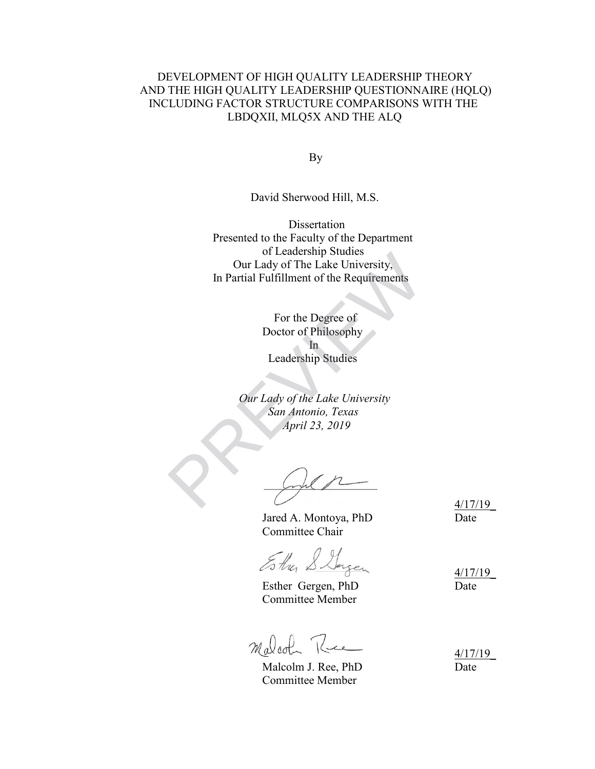# DEVELOPMENT OF HIGH QUALITY LEADERSHIP THEORY AND THE HIGH QUALITY LEADERSHIP QUESTIONNAIRE (HQLQ) INCLUDING FACTOR STRUCTURE COMPARISONS WITH THE LBDQXII, MLQ5X AND THE ALQ

By

David Sherwood Hill, M.S.

Dissertation
Presented to the Faculty of the Department
of Leadership Studies
Our Lady of The Lake University,
In Partial Fulfillment of the Requirements

For the Degree of
Doctor of Philosophy
In
Leadership Studies

*Our Lady of the Lake University*
*San Antonio, Texas*
*April 23, 2019*

Jared A. Montoya, PhD
Committee Chair
4/17/19
Date

Esther Gergen, PhD
Committee Member
4/17/19
Date

Malcolm J. Ree, PhD
Committee Member
4/17/19
Date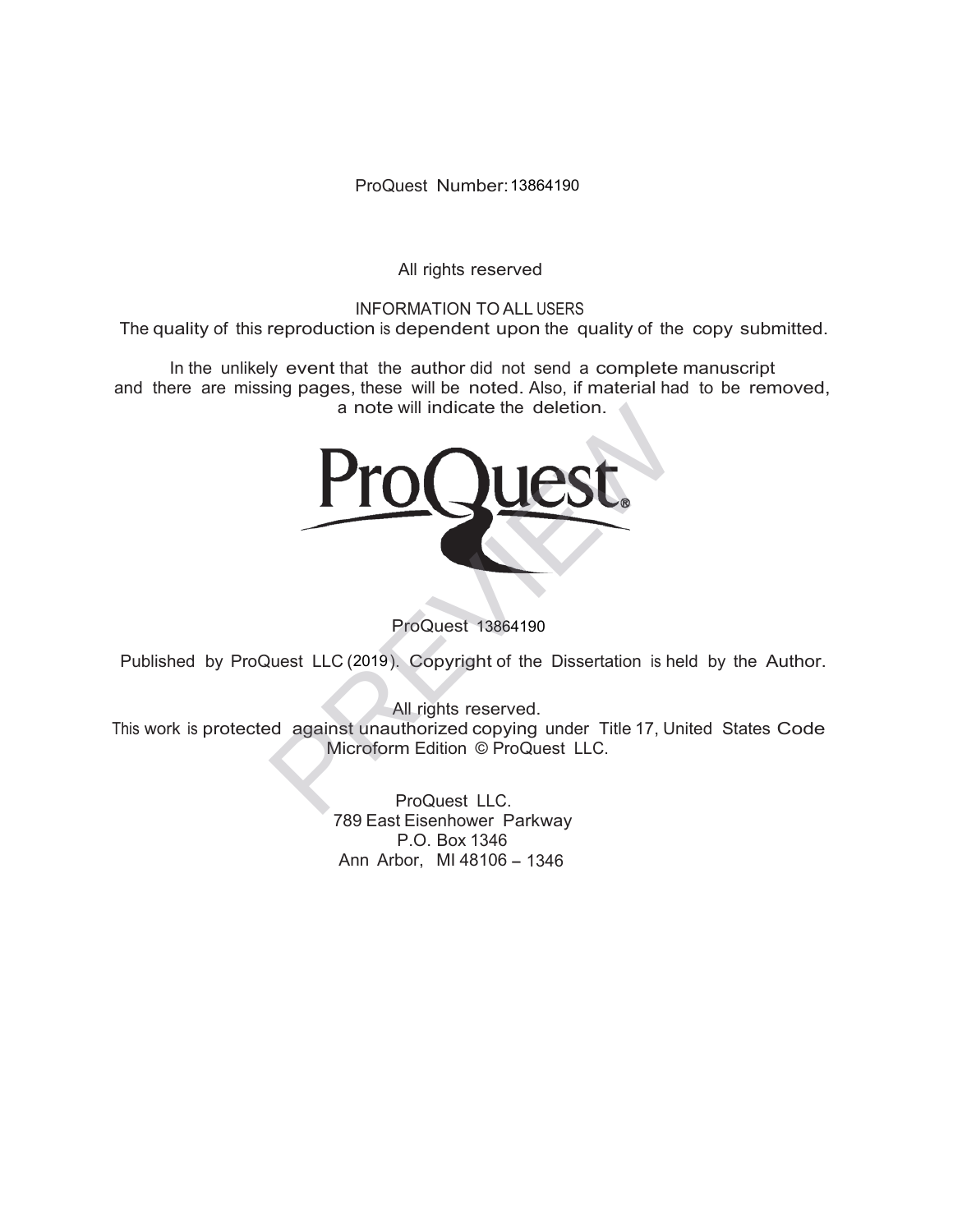ProQuest Number: 13864190

All rights reserved

INFORMATION TO ALL USERS
The quality of this reproduction is dependent upon the quality of the copy submitted.

In the unlikely event that the author did not send a complete manuscript
and there are missing pages, these will be noted. Also, if material had to be removed,
a note will indicate the deletion.

ProQuest 13864190

Published by ProQuest LLC (2019). Copyright of the Dissertation is held by the Author.

All rights reserved.
This work is protected against unauthorized copying under Title 17, United States Code
Microform Edition © ProQuest LLC.

ProQuest LLC.
789 East Eisenhower Parkway
P.O. Box 1346
Ann Arbor, MI 48106 – 1346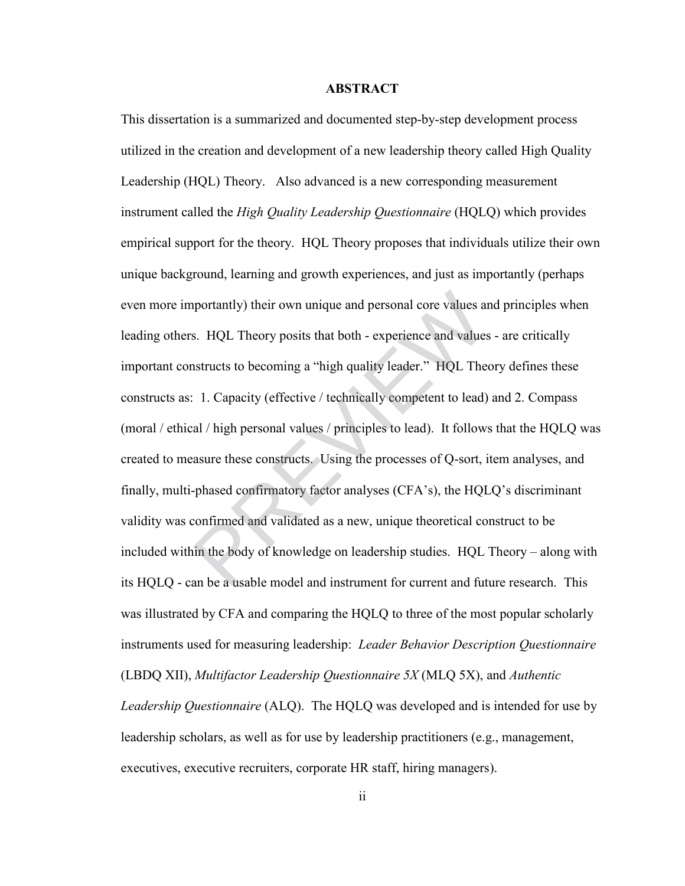# ABSTRACT

This dissertation is a summarized and documented step-by-step development process utilized in the creation and development of a new leadership theory called High Quality Leadership (HQL) Theory. Also advanced is a new corresponding measurement instrument called the *High Quality Leadership Questionnaire* (HQLQ) which provides empirical support for the theory. HQL Theory proposes that individuals utilize their own unique background, learning and growth experiences, and just as importantly (perhaps even more importantly) their own unique and personal core values and principles when leading others. HQL Theory posits that both - experience and values - are critically important constructs to becoming a "high quality leader." HQL Theory defines these constructs as: 1. Capacity (effective / technically competent to lead) and 2. Compass (moral / ethical / high personal values / principles to lead). It follows that the HQLQ was created to measure these constructs. Using the processes of Q-sort, item analyses, and finally, multi-phased confirmatory factor analyses (CFA's), the HQLQ's discriminant validity was confirmed and validated as a new, unique theoretical construct to be included within the body of knowledge on leadership studies. HQL Theory – along with its HQLQ - can be a usable model and instrument for current and future research. This was illustrated by CFA and comparing the HQLQ to three of the most popular scholarly instruments used for measuring leadership: *Leader Behavior Description Questionnaire* (LBDQ XII), *Multifactor Leadership Questionnaire 5X* (MLQ 5X), and *Authentic Leadership Questionnaire* (ALQ). The HQLQ was developed and is intended for use by leadership scholars, as well as for use by leadership practitioners (e.g., management, executives, executive recruiters, corporate HR staff, hiring managers).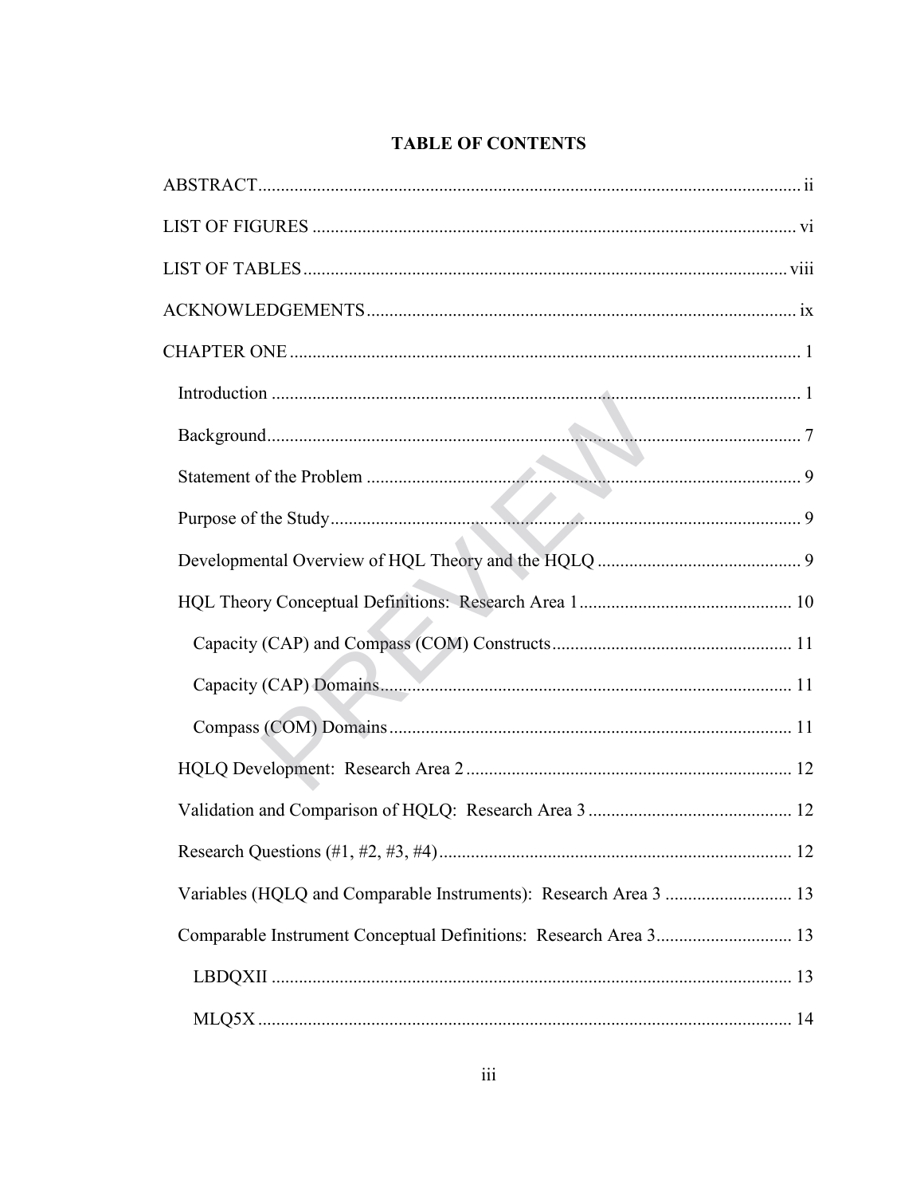# TABLE OF CONTENTS

ABSTRACT ..................................................................................................................... ii

LIST OF FIGURES ........................................................................................................ vi

LIST OF TABLES ......................................................................................................... viii

ACKNOWLEDGEMENTS .............................................................................................. ix

CHAPTER ONE ............................................................................................................... 1

- Introduction ................................................................................................................. 1
- Background .................................................................................................................. 7
- Statement of the Problem ............................................................................................. 9
- Purpose of the Study ..................................................................................................... 9
- Developmental Overview of HQL Theory and the HQLQ ........................................... 9
- HQL Theory Conceptual Definitions: Research Area 1 ............................................. 10
  - Capacity (CAP) and Compass (COM) Constructs .................................................. 11
  - Capacity (CAP) Domains ........................................................................................ 11
  - Compass (COM) Domains ...................................................................................... 11
- HQLQ Development: Research Area 2 ...................................................................... 12
- Validation and Comparison of HQLQ: Research Area 3 ........................................... 12
- Research Questions (#1, #2, #3, #4) ........................................................................... 12
- Variables (HQLQ and Comparable Instruments): Research Area 3 .......................... 13
- Comparable Instrument Conceptual Definitions: Research Area 3 ............................ 13
  - LBDQXII ................................................................................................................ 13
  - MLQ5X ................................................................................................................... 14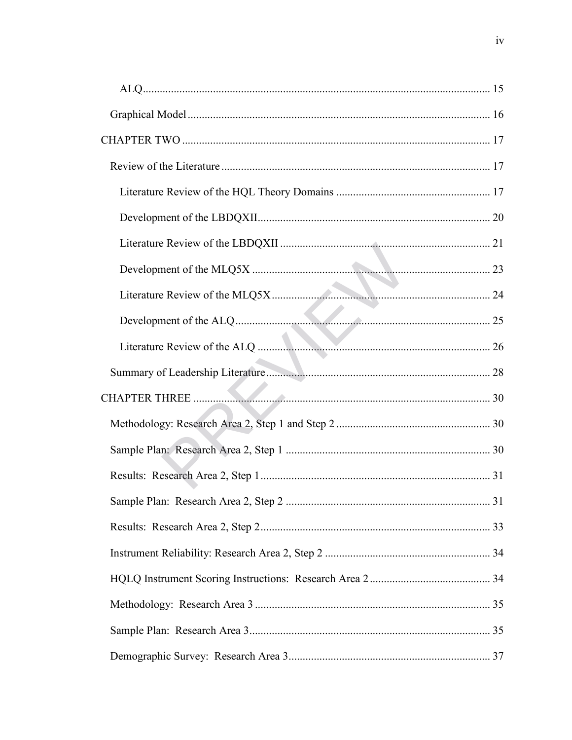ALQ ........................................................................................................................ 15

Graphical Model ........................................................................................................ 16

CHAPTER TWO ............................................................................................................. 17

Review of the Literature ............................................................................................... 17

Literature Review of the HQL Theory Domains ...................................................... 17

Development of the LBDQXII.................................................................................. 20

Literature Review of the LBDQXII .......................................................................... 21

Development of the MLQ5X .................................................................................... 23

Literature Review of the MLQ5X............................................................................. 24

Development of the ALQ.......................................................................................... 25

Literature Review of the ALQ .................................................................................. 26

Summary of Leadership Literature................................................................................ 28

CHAPTER THREE ......................................................................................................... 30

Methodology: Research Area 2, Step 1 and Step 2 ....................................................... 30

Sample Plan: Research Area 2, Step 1 ......................................................................... 30

Results: Research Area 2, Step 1................................................................................. 31

Sample Plan: Research Area 2, Step 2 ......................................................................... 31

Results: Research Area 2, Step 2................................................................................. 33

Instrument Reliability: Research Area 2, Step 2 ........................................................... 34

HQLQ Instrument Scoring Instructions: Research Area 2 ........................................... 34

Methodology: Research Area 3 ................................................................................... 35

Sample Plan: Research Area 3..................................................................................... 35

Demographic Survey: Research Area 3....................................................................... 37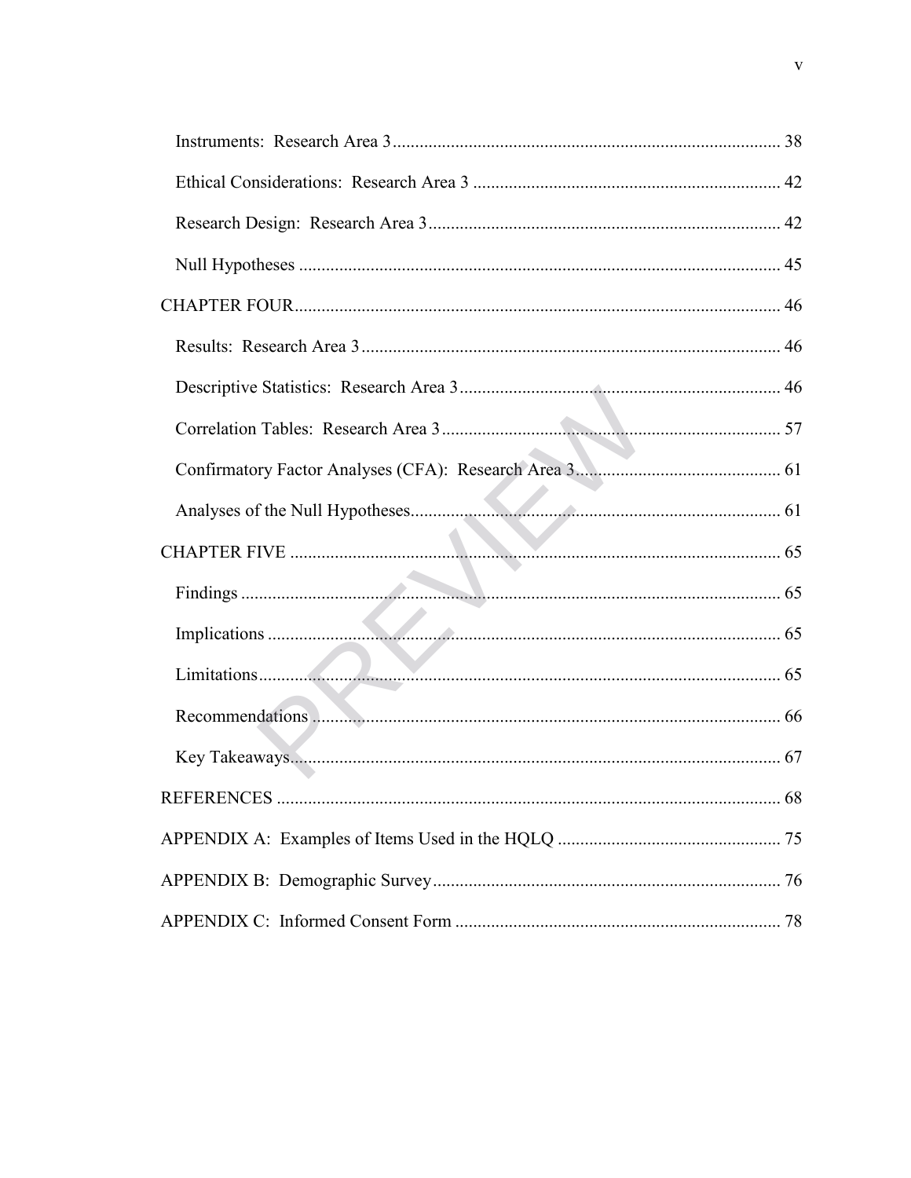Instruments: Research Area 3 ........................................................................................ 38

Ethical Considerations: Research Area 3 ..................................................................... 42

Research Design: Research Area 3 .............................................................................. 42

Null Hypotheses ........................................................................................................... 45

CHAPTER FOUR ............................................................................................................ 46

Results: Research Area 3 ............................................................................................. 46

Descriptive Statistics: Research Area 3 ........................................................................ 46

Correlation Tables: Research Area 3 ........................................................................... 57

Confirmatory Factor Analyses (CFA): Research Area 3 ............................................. 61

Analyses of the Null Hypotheses .................................................................................. 61

CHAPTER FIVE ............................................................................................................. 65

Findings ........................................................................................................................ 65

Implications .................................................................................................................. 65

Limitations .................................................................................................................... 65

Recommendations ........................................................................................................ 66

Key Takeaways ............................................................................................................. 67

REFERENCES ................................................................................................................ 68

APPENDIX A: Examples of Items Used in the HQLQ .................................................. 75

APPENDIX B: Demographic Survey .............................................................................. 76

APPENDIX C: Informed Consent Form ......................................................................... 78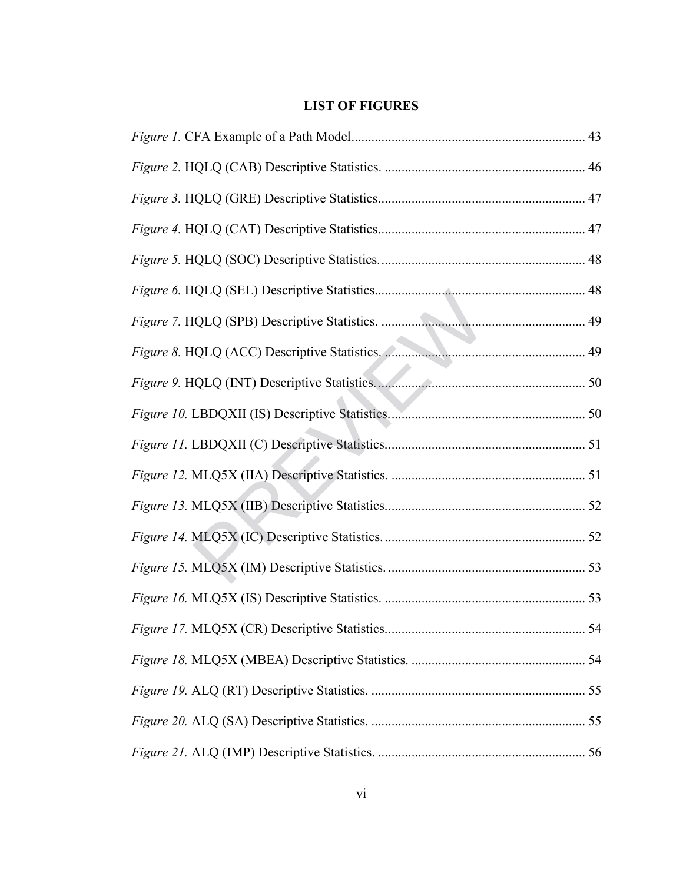# LIST OF FIGURES

*Figure 1.* CFA Example of a Path Model ..... 43

*Figure 2.* HQLQ (CAB) Descriptive Statistics. ..... 46

*Figure 3.* HQLQ (GRE) Descriptive Statistics ..... 47

*Figure 4.* HQLQ (CAT) Descriptive Statistics ..... 47

*Figure 5.* HQLQ (SOC) Descriptive Statistics. ..... 48

*Figure 6.* HQLQ (SEL) Descriptive Statistics ..... 48

*Figure 7.* HQLQ (SPB) Descriptive Statistics. ..... 49

*Figure 8.* HQLQ (ACC) Descriptive Statistics. ..... 49

*Figure 9.* HQLQ (INT) Descriptive Statistics. ..... 50

*Figure 10.* LBDQXII (IS) Descriptive Statistics. ..... 50

*Figure 11.* LBDQXII (C) Descriptive Statistics ..... 51

*Figure 12.* MLQ5X (IIA) Descriptive Statistics. ..... 51

*Figure 13.* MLQ5X (IIB) Descriptive Statistics ..... 52

*Figure 14.* MLQ5X (IC) Descriptive Statistics. ..... 52

*Figure 15.* MLQ5X (IM) Descriptive Statistics. ..... 53

*Figure 16.* MLQ5X (IS) Descriptive Statistics. ..... 53

*Figure 17.* MLQ5X (CR) Descriptive Statistics ..... 54

*Figure 18.* MLQ5X (MBEA) Descriptive Statistics. ..... 54

*Figure 19.* ALQ (RT) Descriptive Statistics. ..... 55

*Figure 20.* ALQ (SA) Descriptive Statistics. ..... 55

*Figure 21.* ALQ (IMP) Descriptive Statistics. ..... 56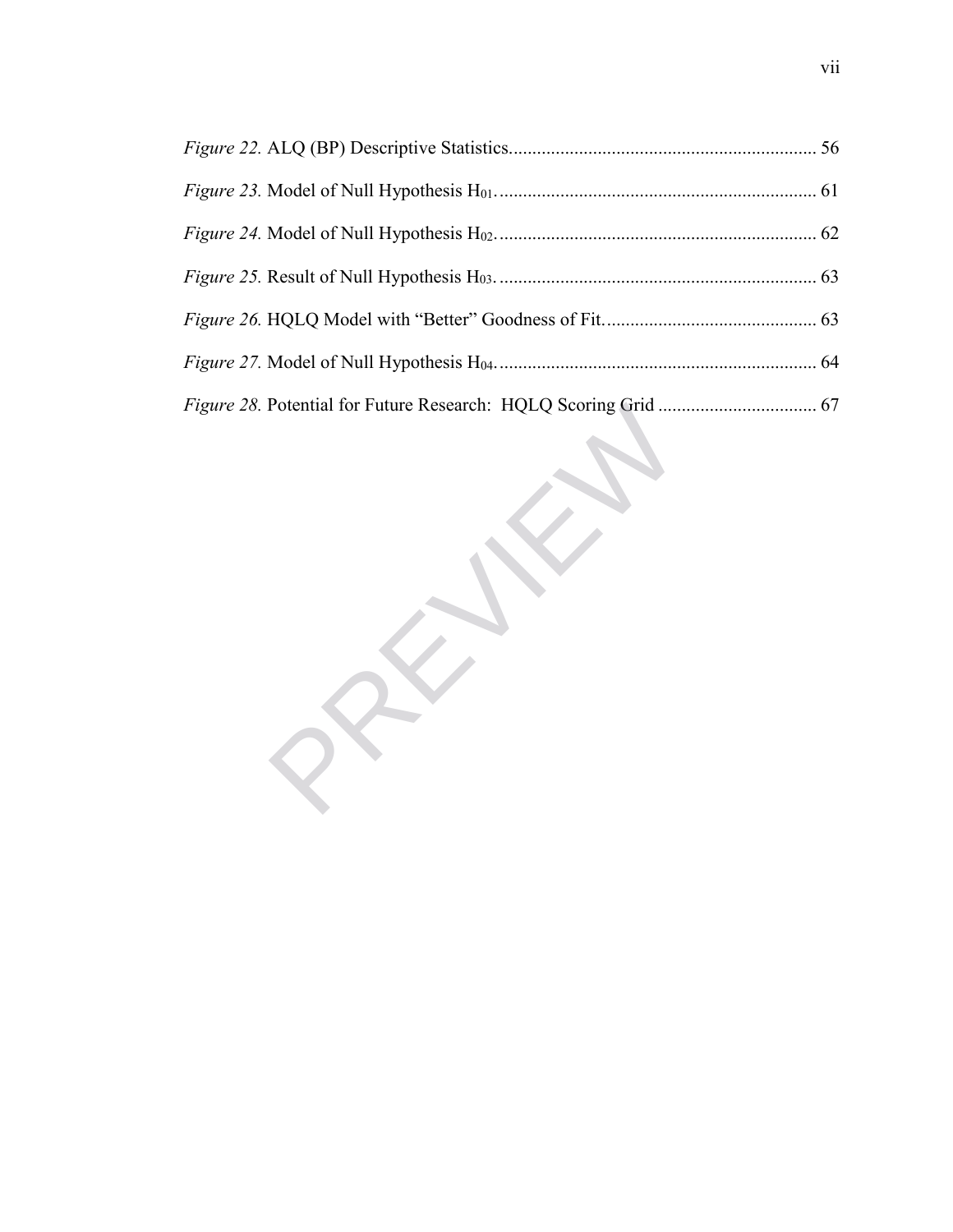*Figure 22.* ALQ (BP) Descriptive Statistics................................................................. 56

*Figure 23.* Model of Null Hypothesis $H_{01}$.................................................................... 61

*Figure 24.* Model of Null Hypothesis $H_{02}$.................................................................... 62

*Figure 25.* Result of Null Hypothesis $H_{03}$.................................................................... 63

*Figure 26.* HQLQ Model with "Better" Goodness of Fit............................................. 63

*Figure 27.* Model of Null Hypothesis $H_{04}$.................................................................... 64

*Figure 28.* Potential for Future Research:  HQLQ Scoring Grid .................................. 67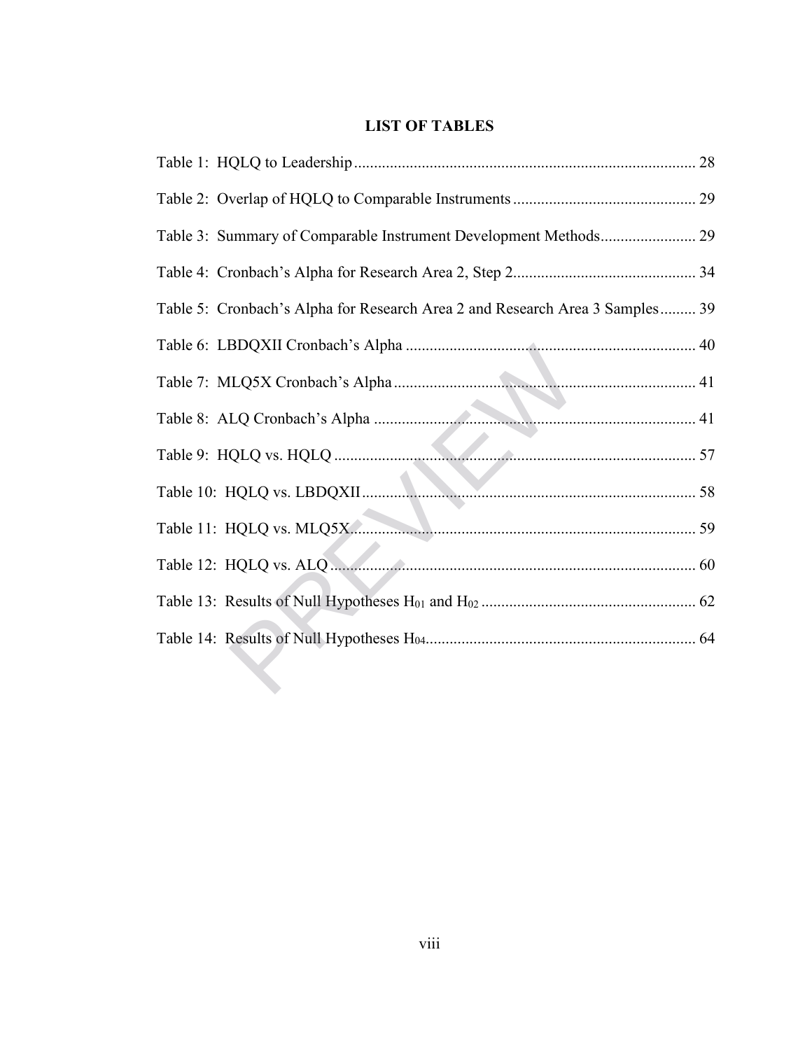## LIST OF TABLES

Table 1: HQLQ to Leadership ........................................ 28

Table 2: Overlap of HQLQ to Comparable Instruments ........................................ 29

Table 3: Summary of Comparable Instrument Development Methods ........................................ 29

Table 4: Cronbach's Alpha for Research Area 2, Step 2 ........................................ 34

Table 5: Cronbach's Alpha for Research Area 2 and Research Area 3 Samples ........................................ 39

Table 6: LBDQXII Cronbach's Alpha ........................................ 40

Table 7: MLQ5X Cronbach's Alpha ........................................ 41

Table 8: ALQ Cronbach's Alpha ........................................ 41

Table 9: HQLQ vs. HQLQ ........................................ 57

Table 10: HQLQ vs. LBDQXII ........................................ 58

Table 11: HQLQ vs. MLQ5X ........................................ 59

Table 12: HQLQ vs. ALQ ........................................ 60

Table 13: Results of Null Hypotheses $H_{01}$ and $H_{02}$ ........................................ 62

Table 14: Results of Null Hypotheses $H_{04}$ ........................................ 64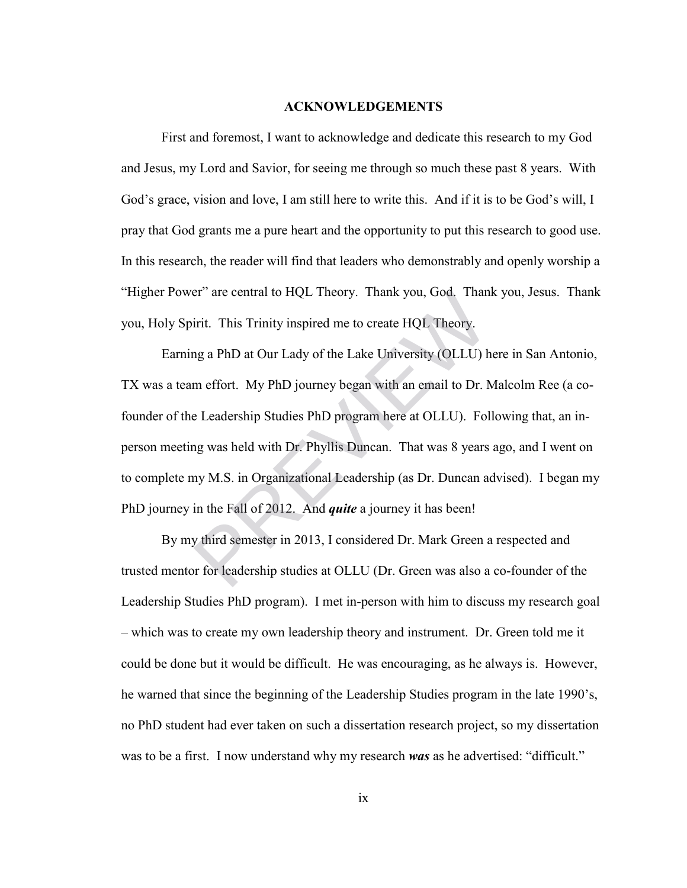## ACKNOWLEDGEMENTS

First and foremost, I want to acknowledge and dedicate this research to my God and Jesus, my Lord and Savior, for seeing me through so much these past 8 years. With God's grace, vision and love, I am still here to write this. And if it is to be God's will, I pray that God grants me a pure heart and the opportunity to put this research to good use. In this research, the reader will find that leaders who demonstrably and openly worship a "Higher Power" are central to HQL Theory. Thank you, God. Thank you, Jesus. Thank you, Holy Spirit. This Trinity inspired me to create HQL Theory.

Earning a PhD at Our Lady of the Lake University (OLLU) here in San Antonio, TX was a team effort. My PhD journey began with an email to Dr. Malcolm Ree (a co-founder of the Leadership Studies PhD program here at OLLU). Following that, an in-person meeting was held with Dr. Phyllis Duncan. That was 8 years ago, and I went on to complete my M.S. in Organizational Leadership (as Dr. Duncan advised). I began my PhD journey in the Fall of 2012. And ***quite*** a journey it has been!

By my third semester in 2013, I considered Dr. Mark Green a respected and trusted mentor for leadership studies at OLLU (Dr. Green was also a co-founder of the Leadership Studies PhD program). I met in-person with him to discuss my research goal – which was to create my own leadership theory and instrument. Dr. Green told me it could be done but it would be difficult. He was encouraging, as he always is. However, he warned that since the beginning of the Leadership Studies program in the late 1990's, no PhD student had ever taken on such a dissertation research project, so my dissertation was to be a first. I now understand why my research ***was*** as he advertised: "difficult."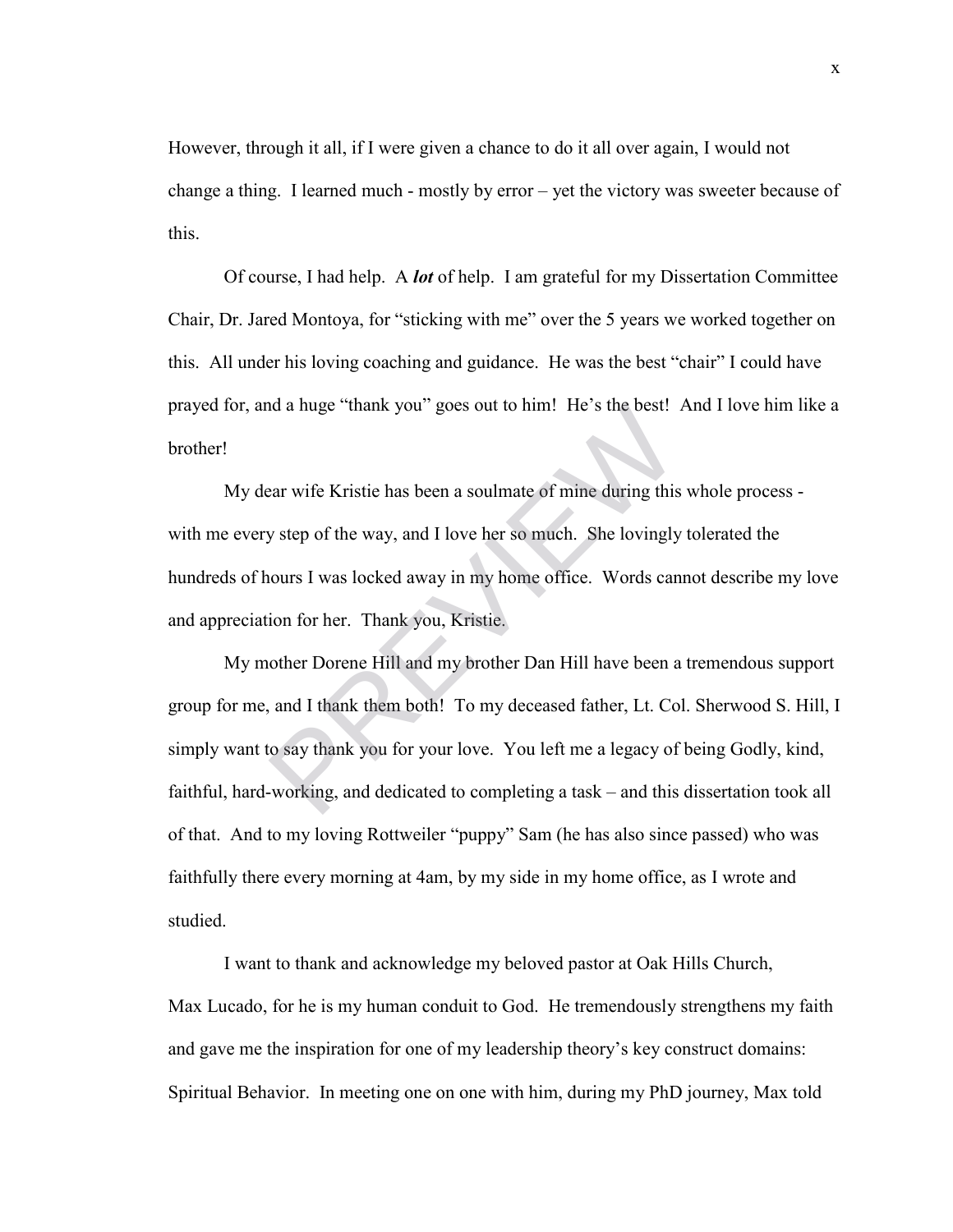However, through it all, if I were given a chance to do it all over again, I would not change a thing. I learned much - mostly by error – yet the victory was sweeter because of this.

Of course, I had help. A ***lot*** of help. I am grateful for my Dissertation Committee Chair, Dr. Jared Montoya, for "sticking with me" over the 5 years we worked together on this. All under his loving coaching and guidance. He was the best "chair" I could have prayed for, and a huge "thank you" goes out to him! He's the best! And I love him like a brother!

My dear wife Kristie has been a soulmate of mine during this whole process - with me every step of the way, and I love her so much. She lovingly tolerated the hundreds of hours I was locked away in my home office. Words cannot describe my love and appreciation for her. Thank you, Kristie.

My mother Dorene Hill and my brother Dan Hill have been a tremendous support group for me, and I thank them both! To my deceased father, Lt. Col. Sherwood S. Hill, I simply want to say thank you for your love. You left me a legacy of being Godly, kind, faithful, hard-working, and dedicated to completing a task – and this dissertation took all of that. And to my loving Rottweiler "puppy" Sam (he has also since passed) who was faithfully there every morning at 4am, by my side in my home office, as I wrote and studied.

I want to thank and acknowledge my beloved pastor at Oak Hills Church, Max Lucado, for he is my human conduit to God. He tremendously strengthens my faith and gave me the inspiration for one of my leadership theory's key construct domains: Spiritual Behavior. In meeting one on one with him, during my PhD journey, Max told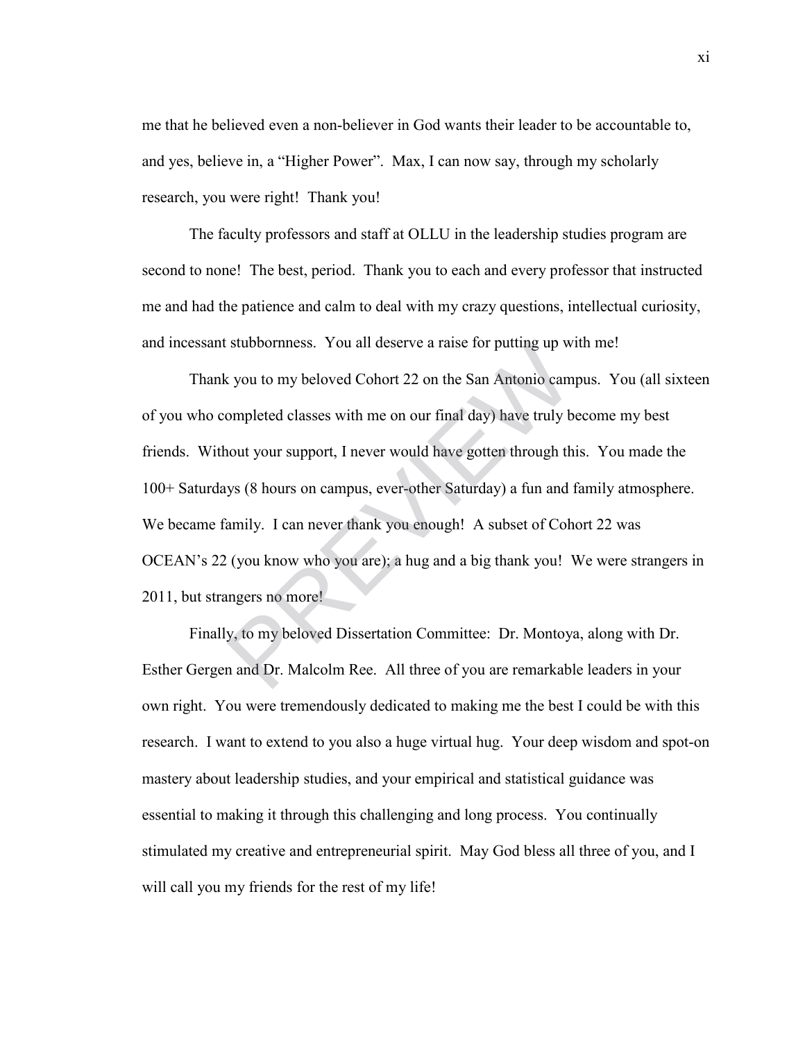me that he believed even a non-believer in God wants their leader to be accountable to, and yes, believe in, a “Higher Power”. Max, I can now say, through my scholarly research, you were right! Thank you!

The faculty professors and staff at OLLU in the leadership studies program are second to none! The best, period. Thank you to each and every professor that instructed me and had the patience and calm to deal with my crazy questions, intellectual curiosity, and incessant stubbornness. You all deserve a raise for putting up with me!

Thank you to my beloved Cohort 22 on the San Antonio campus. You (all sixteen of you who completed classes with me on our final day) have truly become my best friends. Without your support, I never would have gotten through this. You made the 100+ Saturdays (8 hours on campus, ever-other Saturday) a fun and family atmosphere. We became family. I can never thank you enough! A subset of Cohort 22 was OCEAN’s 22 (you know who you are); a hug and a big thank you! We were strangers in 2011, but strangers no more!

Finally, to my beloved Dissertation Committee: Dr. Montoya, along with Dr. Esther Gergen and Dr. Malcolm Ree. All three of you are remarkable leaders in your own right. You were tremendously dedicated to making me the best I could be with this research. I want to extend to you also a huge virtual hug. Your deep wisdom and spot-on mastery about leadership studies, and your empirical and statistical guidance was essential to making it through this challenging and long process. You continually stimulated my creative and entrepreneurial spirit. May God bless all three of you, and I will call you my friends for the rest of my life!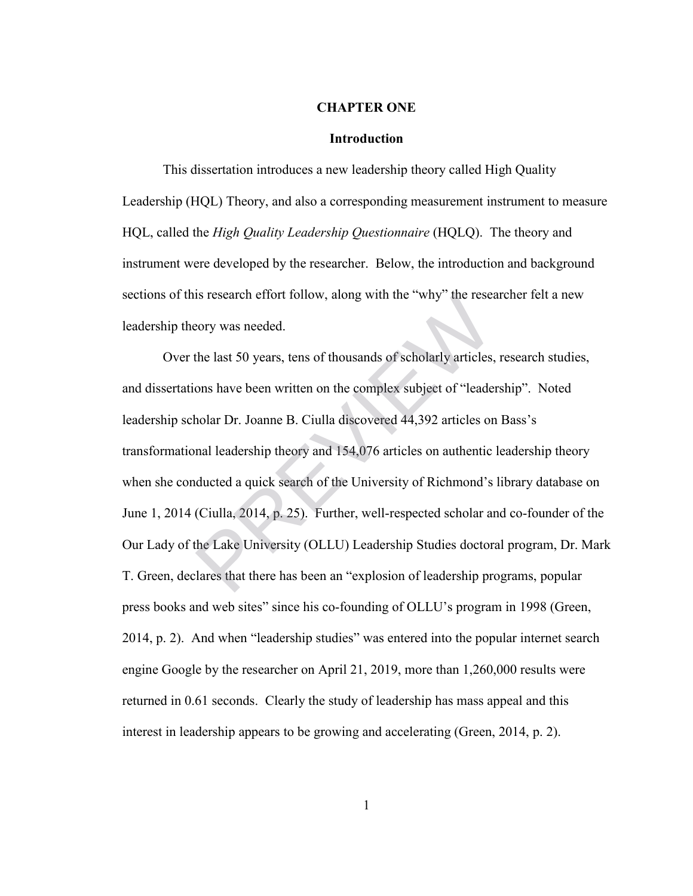# CHAPTER ONE

## Introduction

This dissertation introduces a new leadership theory called High Quality Leadership (HQL) Theory, and also a corresponding measurement instrument to measure HQL, called the *High Quality Leadership Questionnaire* (HQLQ). The theory and instrument were developed by the researcher. Below, the introduction and background sections of this research effort follow, along with the "why" the researcher felt a new leadership theory was needed.

Over the last 50 years, tens of thousands of scholarly articles, research studies, and dissertations have been written on the complex subject of "leadership". Noted leadership scholar Dr. Joanne B. Ciulla discovered 44,392 articles on Bass's transformational leadership theory and 154,076 articles on authentic leadership theory when she conducted a quick search of the University of Richmond's library database on June 1, 2014 (Ciulla, 2014, p. 25). Further, well-respected scholar and co-founder of the Our Lady of the Lake University (OLLU) Leadership Studies doctoral program, Dr. Mark T. Green, declares that there has been an "explosion of leadership programs, popular press books and web sites" since his co-founding of OLLU's program in 1998 (Green, 2014, p. 2). And when "leadership studies" was entered into the popular internet search engine Google by the researcher on April 21, 2019, more than 1,260,000 results were returned in 0.61 seconds. Clearly the study of leadership has mass appeal and this interest in leadership appears to be growing and accelerating (Green, 2014, p. 2).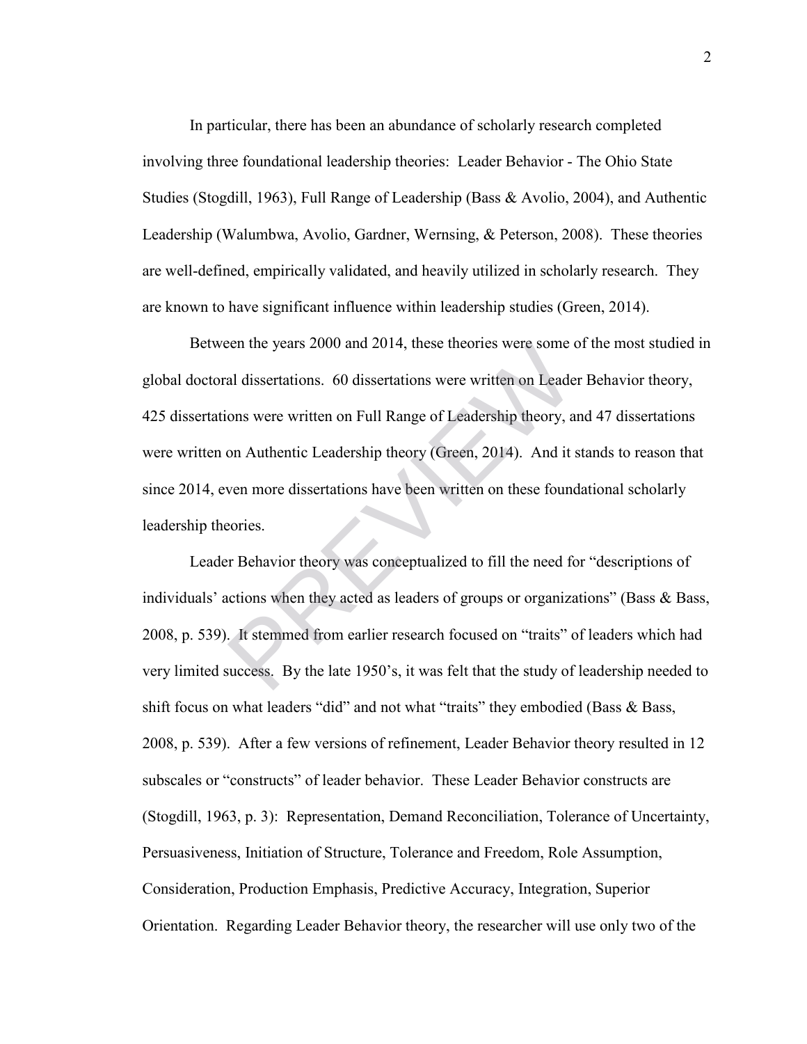In particular, there has been an abundance of scholarly research completed involving three foundational leadership theories: Leader Behavior - The Ohio State Studies (Stogdill, 1963), Full Range of Leadership (Bass & Avolio, 2004), and Authentic Leadership (Walumbwa, Avolio, Gardner, Wernsing, & Peterson, 2008). These theories are well-defined, empirically validated, and heavily utilized in scholarly research. They are known to have significant influence within leadership studies (Green, 2014).

Between the years 2000 and 2014, these theories were some of the most studied in global doctoral dissertations. 60 dissertations were written on Leader Behavior theory, 425 dissertations were written on Full Range of Leadership theory, and 47 dissertations were written on Authentic Leadership theory (Green, 2014). And it stands to reason that since 2014, even more dissertations have been written on these foundational scholarly leadership theories.

Leader Behavior theory was conceptualized to fill the need for "descriptions of individuals' actions when they acted as leaders of groups or organizations" (Bass & Bass, 2008, p. 539). It stemmed from earlier research focused on "traits" of leaders which had very limited success. By the late 1950's, it was felt that the study of leadership needed to shift focus on what leaders "did" and not what "traits" they embodied (Bass & Bass, 2008, p. 539). After a few versions of refinement, Leader Behavior theory resulted in 12 subscales or "constructs" of leader behavior. These Leader Behavior constructs are (Stogdill, 1963, p. 3): Representation, Demand Reconciliation, Tolerance of Uncertainty, Persuasiveness, Initiation of Structure, Tolerance and Freedom, Role Assumption, Consideration, Production Emphasis, Predictive Accuracy, Integration, Superior Orientation. Regarding Leader Behavior theory, the researcher will use only two of the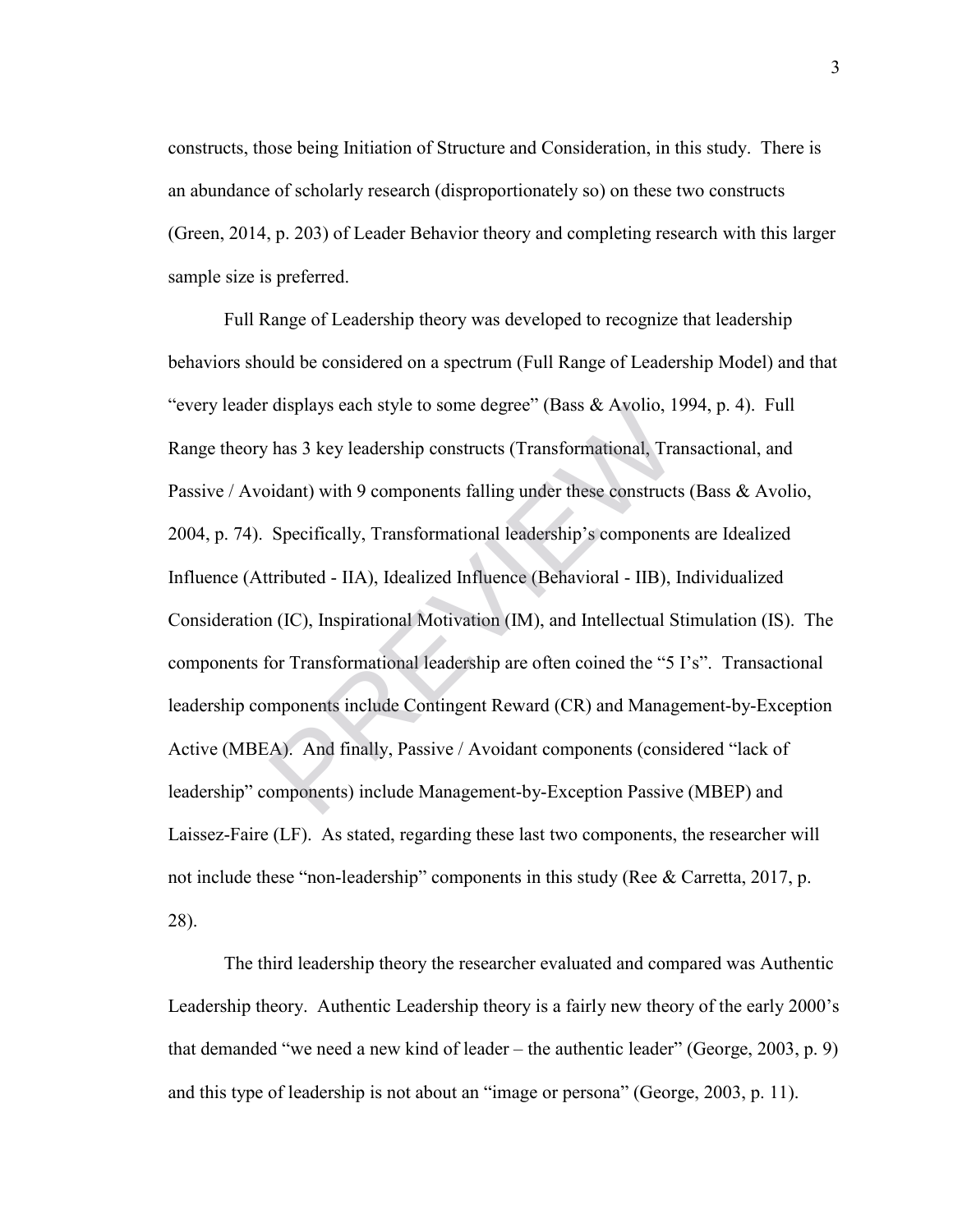constructs, those being Initiation of Structure and Consideration, in this study. There is an abundance of scholarly research (disproportionately so) on these two constructs (Green, 2014, p. 203) of Leader Behavior theory and completing research with this larger sample size is preferred.

Full Range of Leadership theory was developed to recognize that leadership behaviors should be considered on a spectrum (Full Range of Leadership Model) and that "every leader displays each style to some degree" (Bass & Avolio, 1994, p. 4). Full Range theory has 3 key leadership constructs (Transformational, Transactional, and Passive / Avoidant) with 9 components falling under these constructs (Bass & Avolio, 2004, p. 74). Specifically, Transformational leadership's components are Idealized Influence (Attributed - IIA), Idealized Influence (Behavioral - IIB), Individualized Consideration (IC), Inspirational Motivation (IM), and Intellectual Stimulation (IS). The components for Transformational leadership are often coined the "5 I's". Transactional leadership components include Contingent Reward (CR) and Management-by-Exception Active (MBEA). And finally, Passive / Avoidant components (considered "lack of leadership" components) include Management-by-Exception Passive (MBEP) and Laissez-Faire (LF). As stated, regarding these last two components, the researcher will not include these "non-leadership" components in this study (Ree & Carretta, 2017, p. 28).

The third leadership theory the researcher evaluated and compared was Authentic Leadership theory. Authentic Leadership theory is a fairly new theory of the early 2000's that demanded "we need a new kind of leader – the authentic leader" (George, 2003, p. 9) and this type of leadership is not about an "image or persona" (George, 2003, p. 11).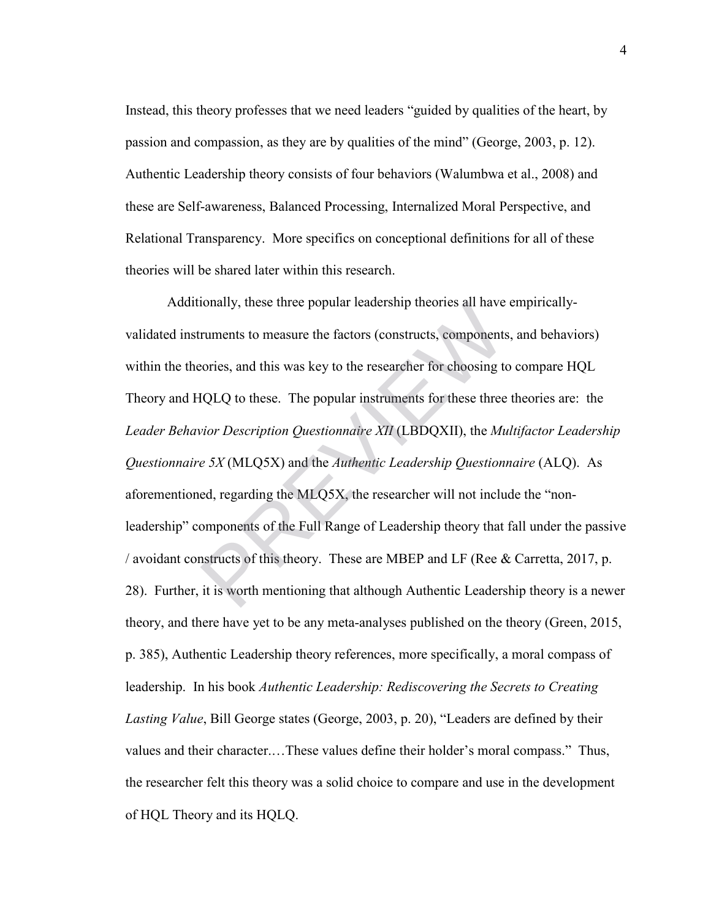Instead, this theory professes that we need leaders "guided by qualities of the heart, by passion and compassion, as they are by qualities of the mind" (George, 2003, p. 12). Authentic Leadership theory consists of four behaviors (Walumbwa et al., 2008) and these are Self-awareness, Balanced Processing, Internalized Moral Perspective, and Relational Transparency. More specifics on conceptional definitions for all of these theories will be shared later within this research.

Additionally, these three popular leadership theories all have empirically-validated instruments to measure the factors (constructs, components, and behaviors) within the theories, and this was key to the researcher for choosing to compare HQL Theory and HQLQ to these. The popular instruments for these three theories are: the *Leader Behavior Description Questionnaire XII* (LBDQXII), the *Multifactor Leadership Questionnaire 5X* (MLQ5X) and the *Authentic Leadership Questionnaire* (ALQ). As aforementioned, regarding the MLQ5X, the researcher will not include the "non-leadership" components of the Full Range of Leadership theory that fall under the passive / avoidant constructs of this theory. These are MBEP and LF (Ree & Carretta, 2017, p. 28). Further, it is worth mentioning that although Authentic Leadership theory is a newer theory, and there have yet to be any meta-analyses published on the theory (Green, 2015, p. 385), Authentic Leadership theory references, more specifically, a moral compass of leadership. In his book *Authentic Leadership: Rediscovering the Secrets to Creating Lasting Value*, Bill George states (George, 2003, p. 20), "Leaders are defined by their values and their character.…These values define their holder's moral compass." Thus, the researcher felt this theory was a solid choice to compare and use in the development of HQL Theory and its HQLQ.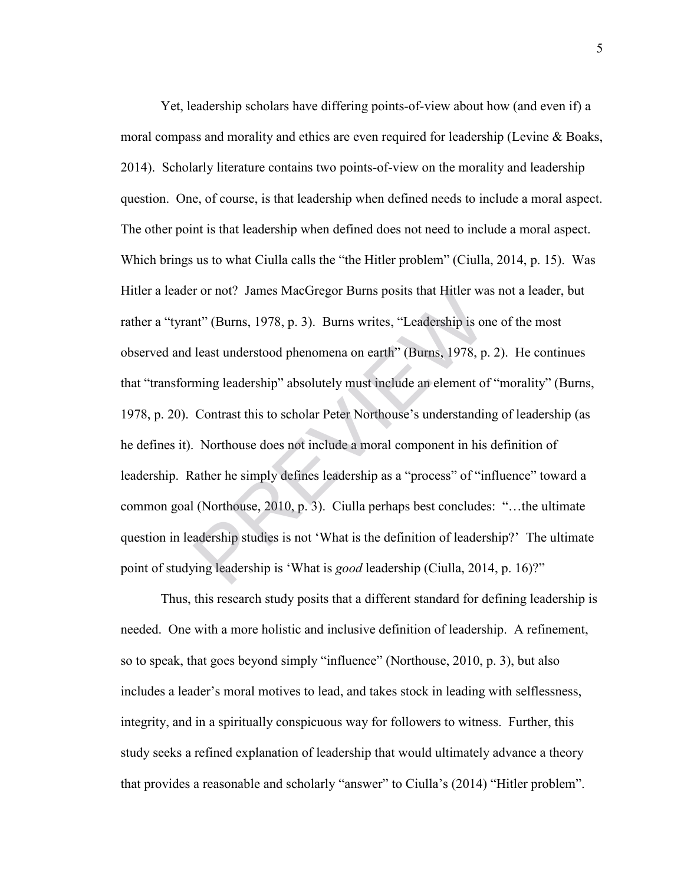Yet, leadership scholars have differing points-of-view about how (and even if) a moral compass and morality and ethics are even required for leadership (Levine & Boaks, 2014). Scholarly literature contains two points-of-view on the morality and leadership question. One, of course, is that leadership when defined needs to include a moral aspect. The other point is that leadership when defined does not need to include a moral aspect. Which brings us to what Ciulla calls the "the Hitler problem" (Ciulla, 2014, p. 15). Was Hitler a leader or not? James MacGregor Burns posits that Hitler was not a leader, but rather a "tyrant" (Burns, 1978, p. 3). Burns writes, "Leadership is one of the most observed and least understood phenomena on earth" (Burns, 1978, p. 2). He continues that "transforming leadership" absolutely must include an element of "morality" (Burns, 1978, p. 20). Contrast this to scholar Peter Northouse's understanding of leadership (as he defines it). Northouse does not include a moral component in his definition of leadership. Rather he simply defines leadership as a "process" of "influence" toward a common goal (Northouse, 2010, p. 3). Ciulla perhaps best concludes: "…the ultimate question in leadership studies is not 'What is the definition of leadership?' The ultimate point of studying leadership is 'What is *good* leadership (Ciulla, 2014, p. 16)?"

Thus, this research study posits that a different standard for defining leadership is needed. One with a more holistic and inclusive definition of leadership. A refinement, so to speak, that goes beyond simply "influence" (Northouse, 2010, p. 3), but also includes a leader's moral motives to lead, and takes stock in leading with selflessness, integrity, and in a spiritually conspicuous way for followers to witness. Further, this study seeks a refined explanation of leadership that would ultimately advance a theory that provides a reasonable and scholarly "answer" to Ciulla's (2014) "Hitler problem".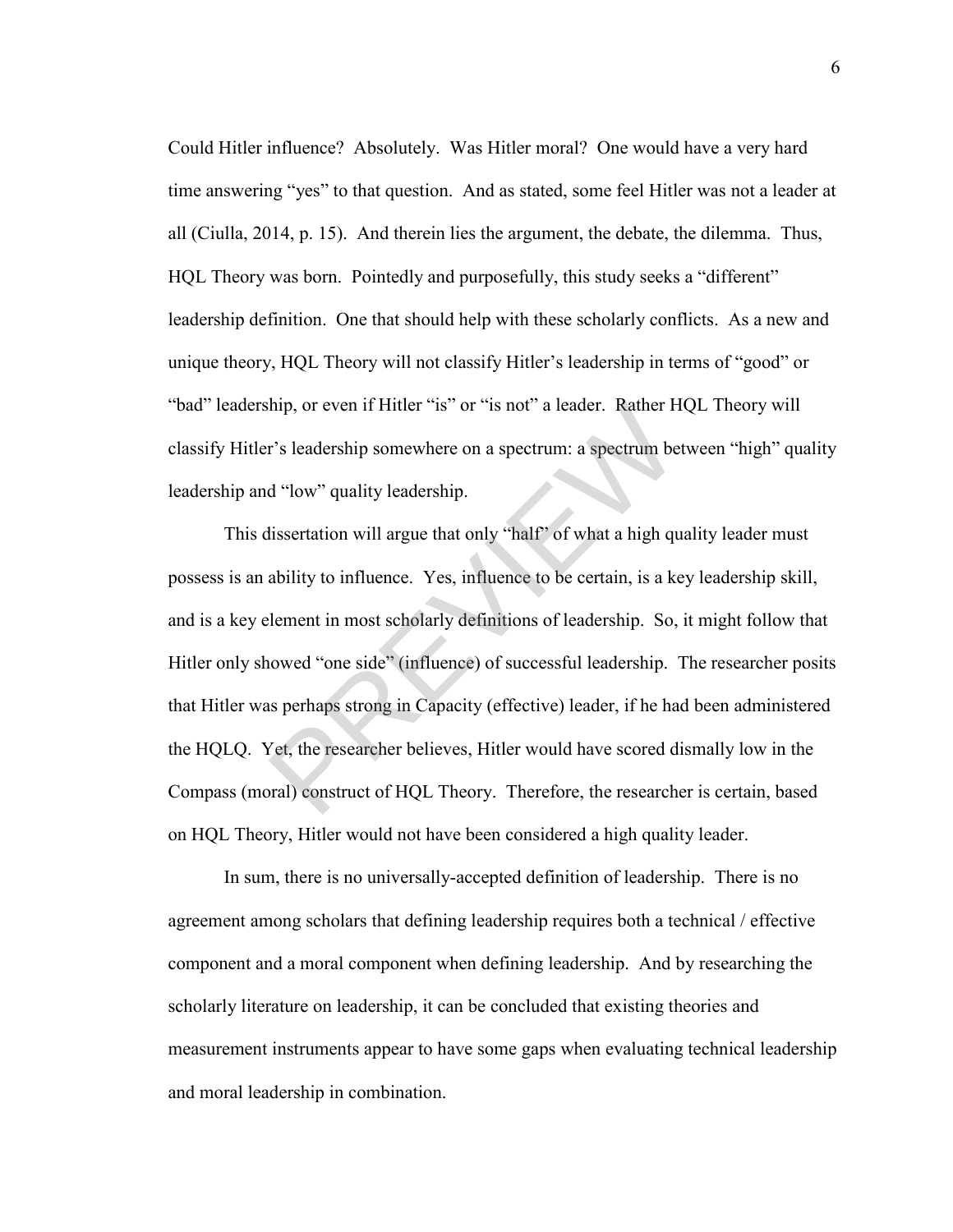Could Hitler influence? Absolutely. Was Hitler moral? One would have a very hard time answering "yes" to that question. And as stated, some feel Hitler was not a leader at all (Ciulla, 2014, p. 15). And therein lies the argument, the debate, the dilemma. Thus, HQL Theory was born. Pointedly and purposefully, this study seeks a "different" leadership definition. One that should help with these scholarly conflicts. As a new and unique theory, HQL Theory will not classify Hitler's leadership in terms of "good" or "bad" leadership, or even if Hitler "is" or "is not" a leader. Rather HQL Theory will classify Hitler's leadership somewhere on a spectrum: a spectrum between "high" quality leadership and "low" quality leadership.

This dissertation will argue that only "half" of what a high quality leader must possess is an ability to influence. Yes, influence to be certain, is a key leadership skill, and is a key element in most scholarly definitions of leadership. So, it might follow that Hitler only showed "one side" (influence) of successful leadership. The researcher posits that Hitler was perhaps strong in Capacity (effective) leader, if he had been administered the HQLQ. Yet, the researcher believes, Hitler would have scored dismally low in the Compass (moral) construct of HQL Theory. Therefore, the researcher is certain, based on HQL Theory, Hitler would not have been considered a high quality leader.

In sum, there is no universally-accepted definition of leadership. There is no agreement among scholars that defining leadership requires both a technical / effective component and a moral component when defining leadership. And by researching the scholarly literature on leadership, it can be concluded that existing theories and measurement instruments appear to have some gaps when evaluating technical leadership and moral leadership in combination.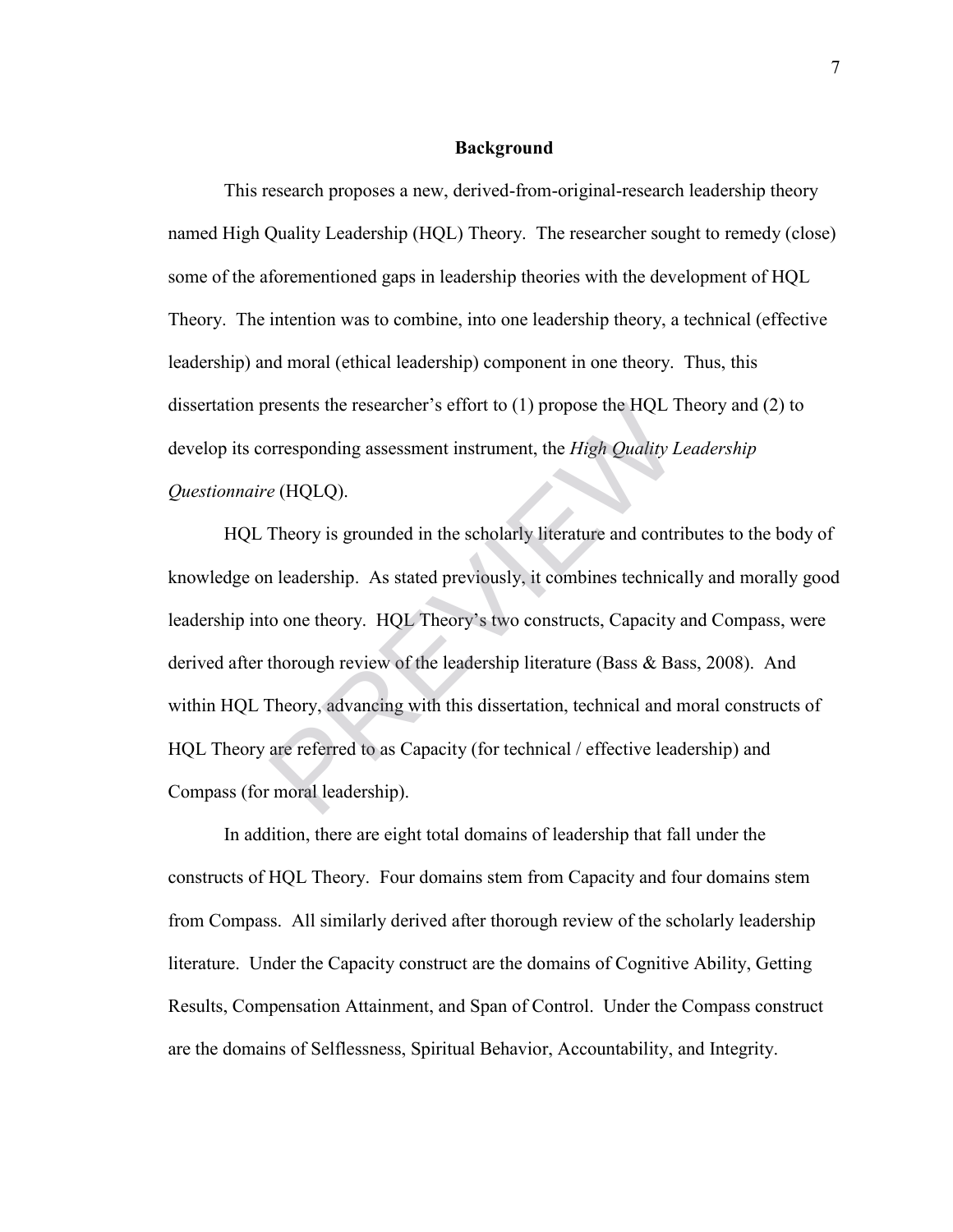## Background

This research proposes a new, derived-from-original-research leadership theory named High Quality Leadership (HQL) Theory. The researcher sought to remedy (close) some of the aforementioned gaps in leadership theories with the development of HQL Theory. The intention was to combine, into one leadership theory, a technical (effective leadership) and moral (ethical leadership) component in one theory. Thus, this dissertation presents the researcher's effort to (1) propose the HQL Theory and (2) to develop its corresponding assessment instrument, the *High Quality Leadership Questionnaire* (HQLQ).

HQL Theory is grounded in the scholarly literature and contributes to the body of knowledge on leadership. As stated previously, it combines technically and morally good leadership into one theory. HQL Theory's two constructs, Capacity and Compass, were derived after thorough review of the leadership literature (Bass & Bass, 2008). And within HQL Theory, advancing with this dissertation, technical and moral constructs of HQL Theory are referred to as Capacity (for technical / effective leadership) and Compass (for moral leadership).

In addition, there are eight total domains of leadership that fall under the constructs of HQL Theory. Four domains stem from Capacity and four domains stem from Compass. All similarly derived after thorough review of the scholarly leadership literature. Under the Capacity construct are the domains of Cognitive Ability, Getting Results, Compensation Attainment, and Span of Control. Under the Compass construct are the domains of Selflessness, Spiritual Behavior, Accountability, and Integrity.